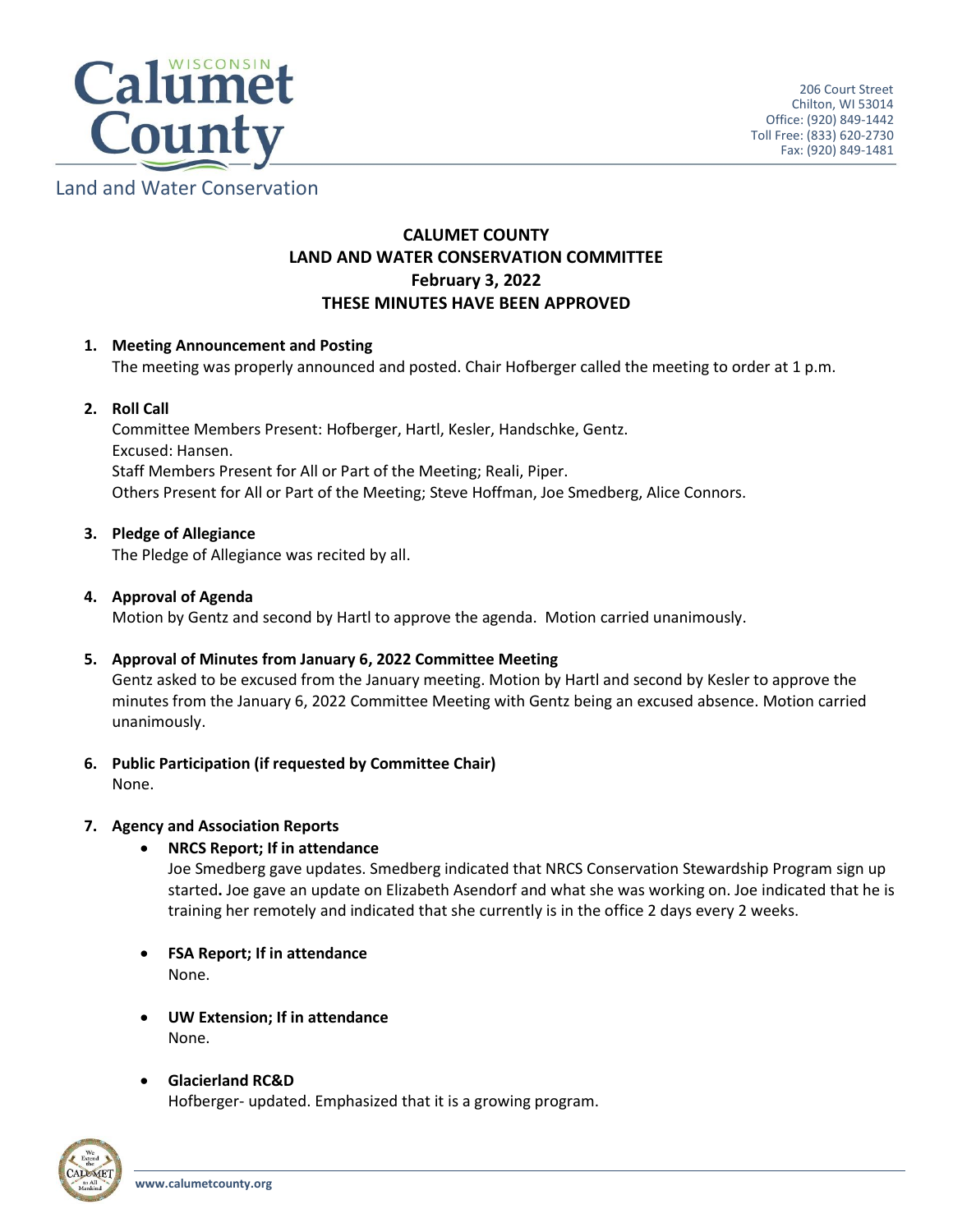Land and Water Conservation

206 Court Street
Chilton, WI 53014
Office: (920) 849-1442
Toll Free: (833) 620-2730
Fax: (920) 849-1481

# CALUMET COUNTY
# LAND AND WATER CONSERVATION COMMITTEE
## February 3, 2022
## THESE MINUTES HAVE BEEN APPROVED

1. **Meeting Announcement and Posting**
   The meeting was properly announced and posted. Chair Hofberger called the meeting to order at 1 p.m.

2. **Roll Call**
   Committee Members Present: Hofberger, Hartl, Kesler, Handschke, Gentz.
   Excused: Hansen.
   Staff Members Present for All or Part of the Meeting; Reali, Piper.
   Others Present for All or Part of the Meeting; Steve Hoffman, Joe Smedberg, Alice Connors.

3. **Pledge of Allegiance**
   The Pledge of Allegiance was recited by all.

4. **Approval of Agenda**
   Motion by Gentz and second by Hartl to approve the agenda. Motion carried unanimously.

5. **Approval of Minutes from January 6, 2022 Committee Meeting**
   Gentz asked to be excused from the January meeting. Motion by Hartl and second by Kesler to approve the minutes from the January 6, 2022 Committee Meeting with Gentz being an excused absence. Motion carried unanimously.

6. **Public Participation (if requested by Committee Chair)**
   None.

7. **Agency and Association Reports**
   - **NRCS Report; If in attendance**
     Joe Smedberg gave updates. Smedberg indicated that NRCS Conservation Stewardship Program sign up started. Joe gave an update on Elizabeth Asendorf and what she was working on. Joe indicated that he is training her remotely and indicated that she currently is in the office 2 days every 2 weeks.
   - **FSA Report; If in attendance**
     None.
   - **UW Extension; If in attendance**
     None.
   - **Glacierland RC&D**
     Hofberger- updated. Emphasized that it is a growing program.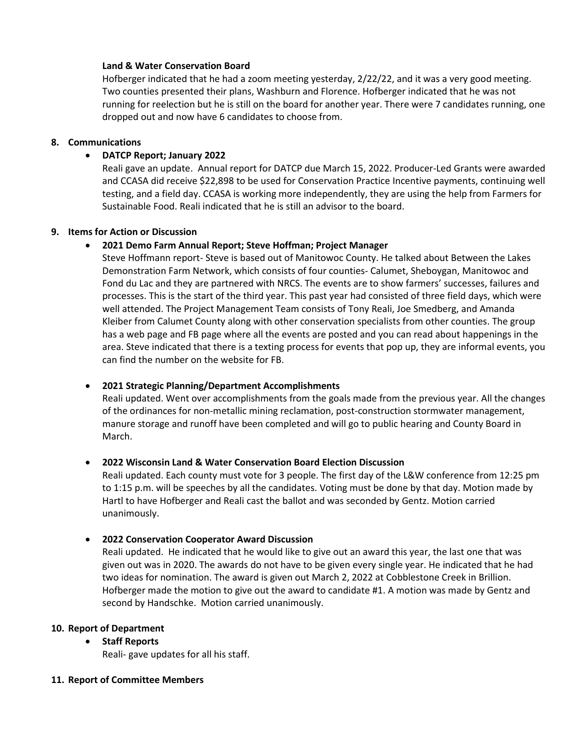**Land & Water Conservation Board**

Hofberger indicated that he had a zoom meeting yesterday, 2/22/22, and it was a very good meeting. Two counties presented their plans, Washburn and Florence. Hofberger indicated that he was not running for reelection but he is still on the board for another year. There were 7 candidates running, one dropped out and now have 6 candidates to choose from.

**8. Communications**

- **DATCP Report; January 2022**

  Reali gave an update. Annual report for DATCP due March 15, 2022. Producer-Led Grants were awarded and CCASA did receive $22,898 to be used for Conservation Practice Incentive payments, continuing well testing, and a field day. CCASA is working more independently, they are using the help from Farmers for Sustainable Food. Reali indicated that he is still an advisor to the board.

**9. Items for Action or Discussion**

- **2021 Demo Farm Annual Report; Steve Hoffman; Project Manager**

  Steve Hoffmann report- Steve is based out of Manitowoc County. He talked about Between the Lakes Demonstration Farm Network, which consists of four counties- Calumet, Sheboygan, Manitowoc and Fond du Lac and they are partnered with NRCS. The events are to show farmers' successes, failures and processes. This is the start of the third year. This past year had consisted of three field days, which were well attended. The Project Management Team consists of Tony Reali, Joe Smedberg, and Amanda Kleiber from Calumet County along with other conservation specialists from other counties. The group has a web page and FB page where all the events are posted and you can read about happenings in the area. Steve indicated that there is a texting process for events that pop up, they are informal events, you can find the number on the website for FB.

- **2021 Strategic Planning/Department Accomplishments**

  Reali updated. Went over accomplishments from the goals made from the previous year. All the changes of the ordinances for non-metallic mining reclamation, post-construction stormwater management, manure storage and runoff have been completed and will go to public hearing and County Board in March.

- **2022 Wisconsin Land & Water Conservation Board Election Discussion**

  Reali updated. Each county must vote for 3 people. The first day of the L&W conference from 12:25 pm to 1:15 p.m. will be speeches by all the candidates. Voting must be done by that day. Motion made by Hartl to have Hofberger and Reali cast the ballot and was seconded by Gentz. Motion carried unanimously.

- **2022 Conservation Cooperator Award Discussion**

  Reali updated. He indicated that he would like to give out an award this year, the last one that was given out was in 2020. The awards do not have to be given every single year. He indicated that he had two ideas for nomination. The award is given out March 2, 2022 at Cobblestone Creek in Brillion. Hofberger made the motion to give out the award to candidate #1. A motion was made by Gentz and second by Handschke. Motion carried unanimously.

**10. Report of Department**

- **Staff Reports**

  Reali- gave updates for all his staff.

**11. Report of Committee Members**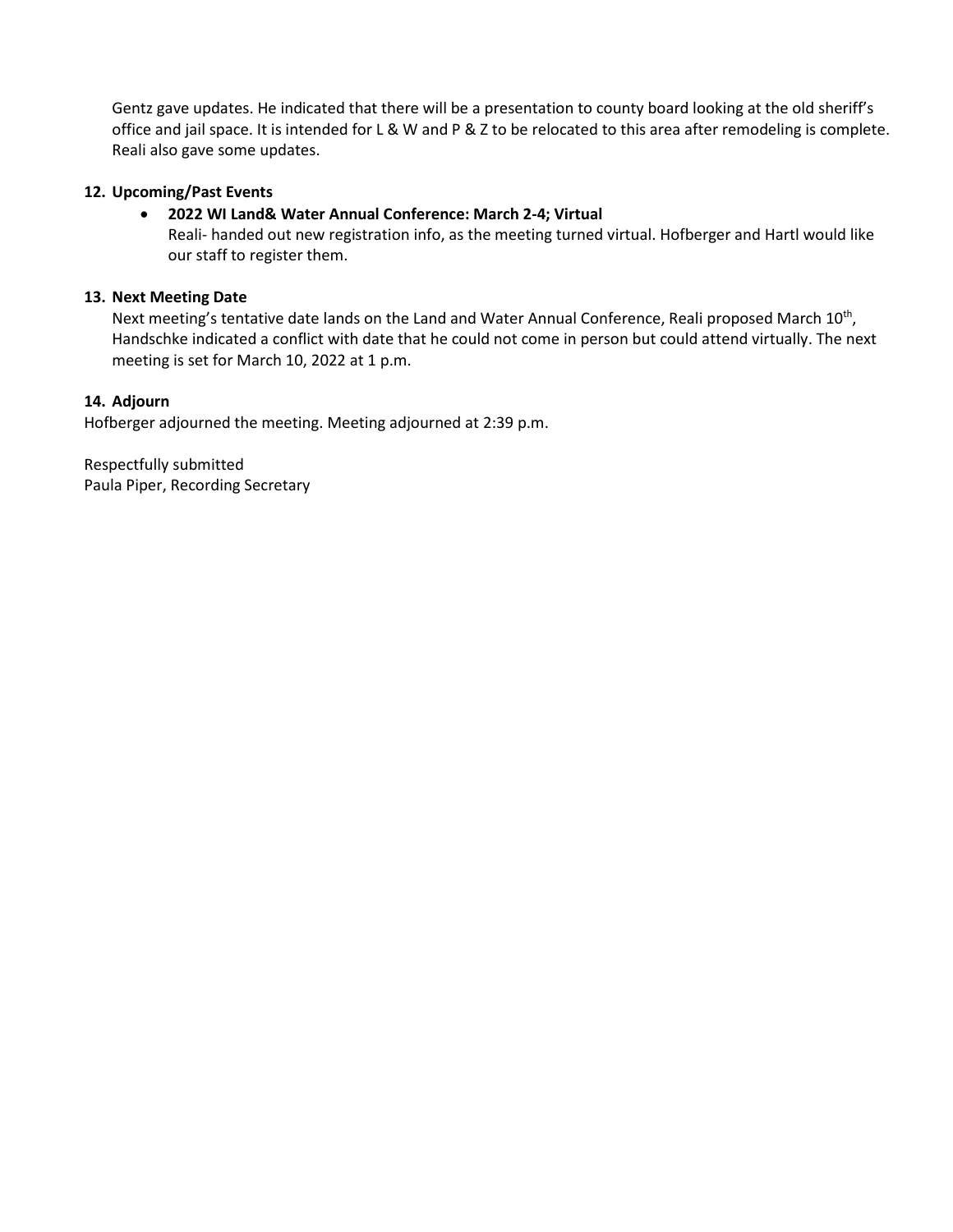Gentz gave updates. He indicated that there will be a presentation to county board looking at the old sheriff's office and jail space. It is intended for L & W and P & Z to be relocated to this area after remodeling is complete. Reali also gave some updates.

**12. Upcoming/Past Events**

- **2022 WI Land& Water Annual Conference: March 2-4; Virtual**
  Reali- handed out new registration info, as the meeting turned virtual. Hofberger and Hartl would like our staff to register them.

**13. Next Meeting Date**

Next meeting's tentative date lands on the Land and Water Annual Conference, Reali proposed March 10th, Handschke indicated a conflict with date that he could not come in person but could attend virtually. The next meeting is set for March 10, 2022 at 1 p.m.

**14. Adjourn**

Hofberger adjourned the meeting. Meeting adjourned at 2:39 p.m.

Respectfully submitted
Paula Piper, Recording Secretary